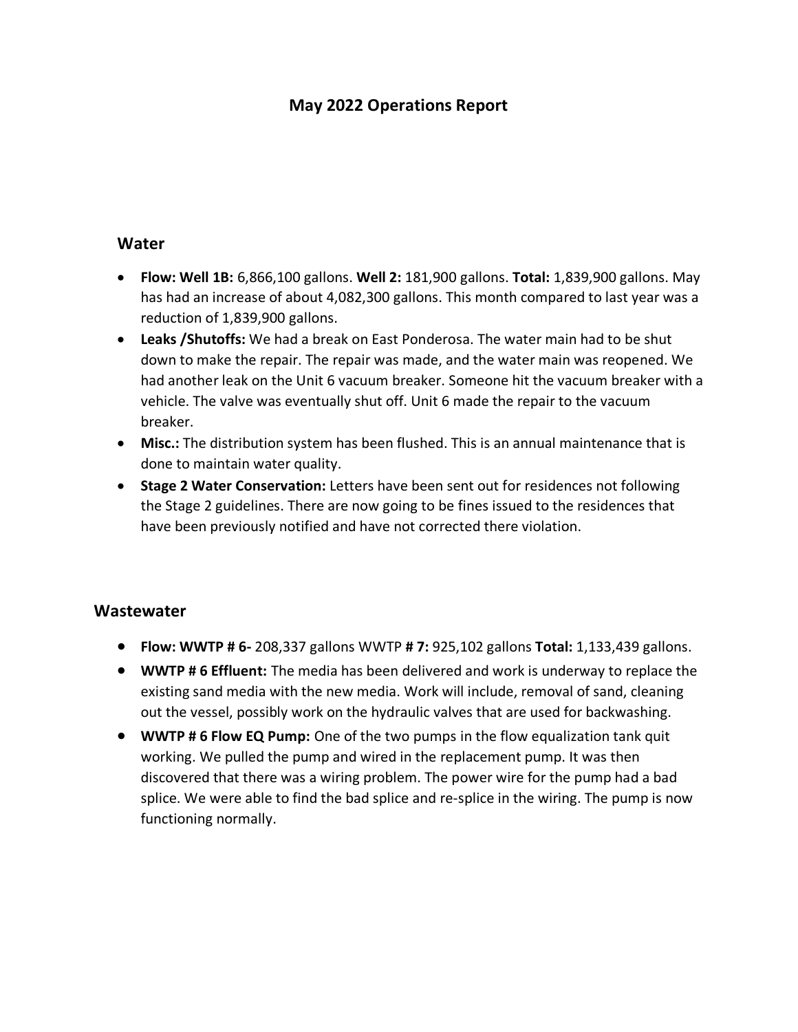# May 2022 Operations Report

## Water

- **Flow: Well 1B:** 6,866,100 gallons. **Well 2:** 181,900 gallons. **Total:** 1,839,900 gallons. May has had an increase of about 4,082,300 gallons. This month compared to last year was a reduction of 1,839,900 gallons.
- **Leaks /Shutoffs:** We had a break on East Ponderosa. The water main had to be shut down to make the repair. The repair was made, and the water main was reopened. We had another leak on the Unit 6 vacuum breaker. Someone hit the vacuum breaker with a vehicle. The valve was eventually shut off. Unit 6 made the repair to the vacuum breaker.
- **Misc.:** The distribution system has been flushed. This is an annual maintenance that is done to maintain water quality.
- **Stage 2 Water Conservation:** Letters have been sent out for residences not following the Stage 2 guidelines. There are now going to be fines issued to the residences that have been previously notified and have not corrected there violation.

## Wastewater

- **Flow: WWTP # 6-** 208,337 gallons WWTP **# 7:** 925,102 gallons **Total:** 1,133,439 gallons.
- **WWTP # 6 Effluent:** The media has been delivered and work is underway to replace the existing sand media with the new media. Work will include, removal of sand, cleaning out the vessel, possibly work on the hydraulic valves that are used for backwashing.
- **WWTP # 6 Flow EQ Pump:** One of the two pumps in the flow equalization tank quit working. We pulled the pump and wired in the replacement pump. It was then discovered that there was a wiring problem. The power wire for the pump had a bad splice. We were able to find the bad splice and re-splice in the wiring. The pump is now functioning normally.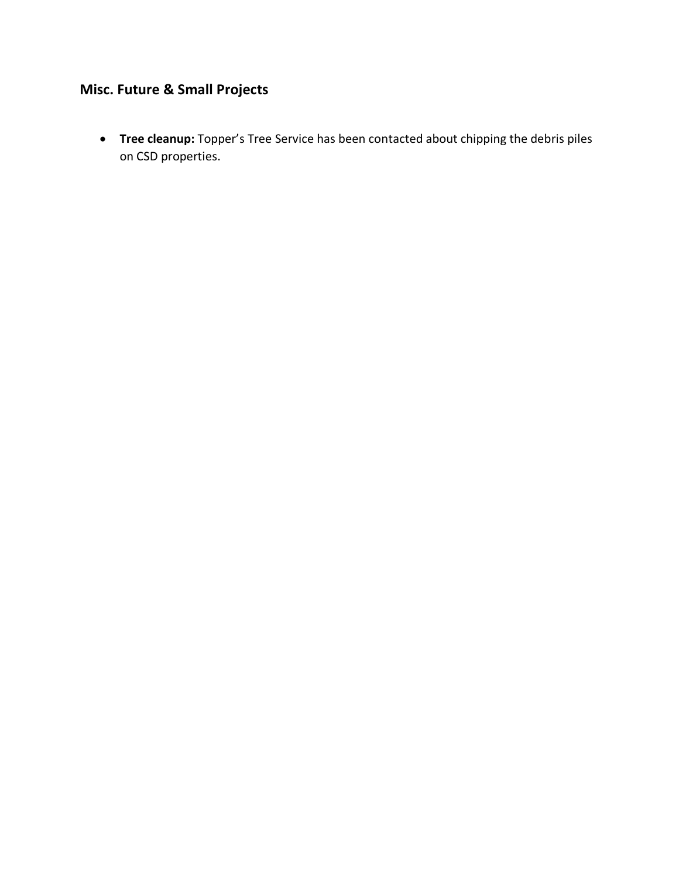## Misc. Future & Small Projects

- **Tree cleanup:** Topper's Tree Service has been contacted about chipping the debris piles on CSD properties.